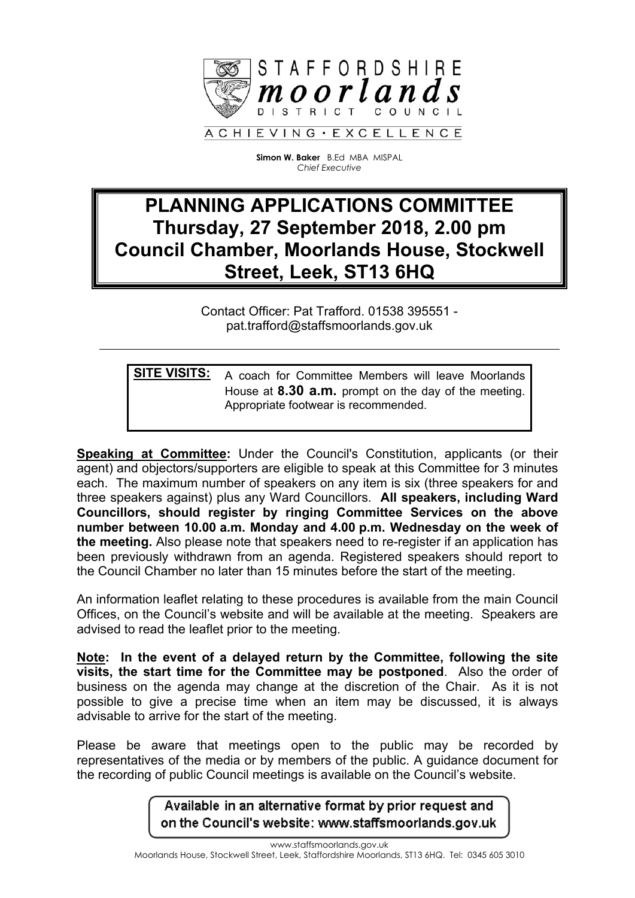STAFFORDSHIRE
**moorlands**
DISTRICT COUNCIL

ACHIEVING • EXCELLENCE

**Simon W. Baker** B.Ed MBA MISPAL
*Chief Executive*

# PLANNING APPLICATIONS COMMITTEE
# Thursday, 27 September 2018, 2.00 pm
# Council Chamber, Moorlands House, Stockwell Street, Leek, ST13 6HQ

Contact Officer: Pat Trafford. 01538 395551 - pat.trafford@staffsmoorlands.gov.uk

---

**SITE VISITS:** A coach for Committee Members will leave Moorlands House at **8.30 a.m.** prompt on the day of the meeting. Appropriate footwear is recommended.

**Speaking at Committee:** Under the Council's Constitution, applicants (or their agent) and objectors/supporters are eligible to speak at this Committee for 3 minutes each. The maximum number of speakers on any item is six (three speakers for and three speakers against) plus any Ward Councillors. **All speakers, including Ward Councillors, should register by ringing Committee Services on the above number between 10.00 a.m. Monday and 4.00 p.m. Wednesday on the week of the meeting.** Also please note that speakers need to re-register if an application has been previously withdrawn from an agenda. Registered speakers should report to the Council Chamber no later than 15 minutes before the start of the meeting.

An information leaflet relating to these procedures is available from the main Council Offices, on the Council's website and will be available at the meeting. Speakers are advised to read the leaflet prior to the meeting.

**Note: In the event of a delayed return by the Committee, following the site visits, the start time for the Committee may be postponed**. Also the order of business on the agenda may change at the discretion of the Chair. As it is not possible to give a precise time when an item may be discussed, it is always advisable to arrive for the start of the meeting.

Please be aware that meetings open to the public may be recorded by representatives of the media or by members of the public. A guidance document for the recording of public Council meetings is available on the Council's website.

Available in an alternative format by prior request and on the Council's website: www.staffsmoorlands.gov.uk

www.staffsmoorlands.gov.uk
Moorlands House, Stockwell Street, Leek, Staffordshire Moorlands, ST13 6HQ. Tel: 0345 605 3010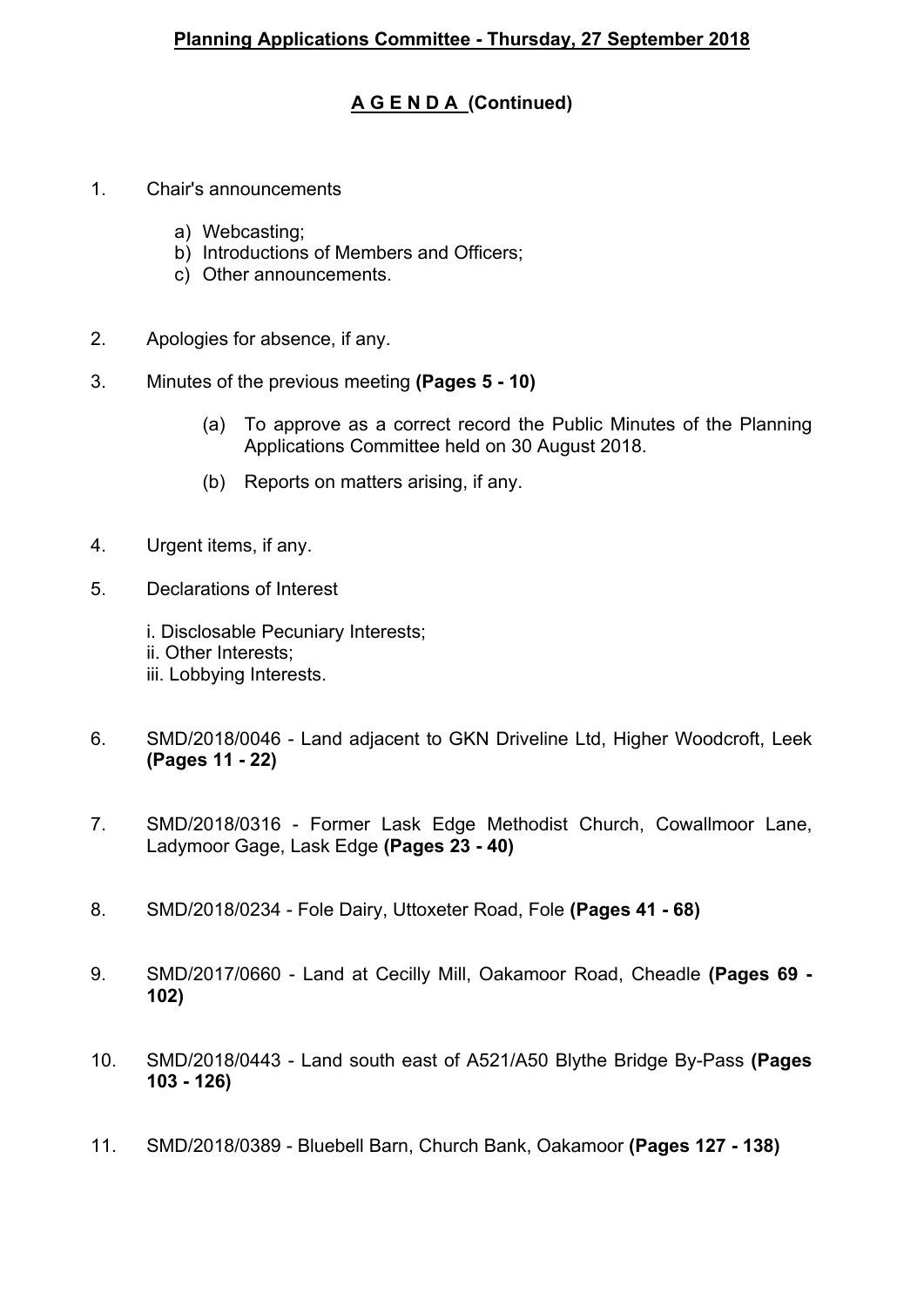**Planning Applications Committee - Thursday, 27 September 2018**

**A G E N D A (Continued)**

1. Chair's announcements

    a) Webcasting;
    b) Introductions of Members and Officers;
    c) Other announcements.

2. Apologies for absence, if any.

3. Minutes of the previous meeting **(Pages 5 - 10)**

    (a) To approve as a correct record the Public Minutes of the Planning Applications Committee held on 30 August 2018.

    (b) Reports on matters arising, if any.

4. Urgent items, if any.

5. Declarations of Interest

    i. Disclosable Pecuniary Interests;
    ii. Other Interests;
    iii. Lobbying Interests.

6. SMD/2018/0046 - Land adjacent to GKN Driveline Ltd, Higher Woodcroft, Leek **(Pages 11 - 22)**

7. SMD/2018/0316 - Former Lask Edge Methodist Church, Cowallmoor Lane, Ladymoor Gage, Lask Edge **(Pages 23 - 40)**

8. SMD/2018/0234 - Fole Dairy, Uttoxeter Road, Fole **(Pages 41 - 68)**

9. SMD/2017/0660 - Land at Cecilly Mill, Oakamoor Road, Cheadle **(Pages 69 - 102)**

10. SMD/2018/0443 - Land south east of A521/A50 Blythe Bridge By-Pass **(Pages 103 - 126)**

11. SMD/2018/0389 - Bluebell Barn, Church Bank, Oakamoor **(Pages 127 - 138)**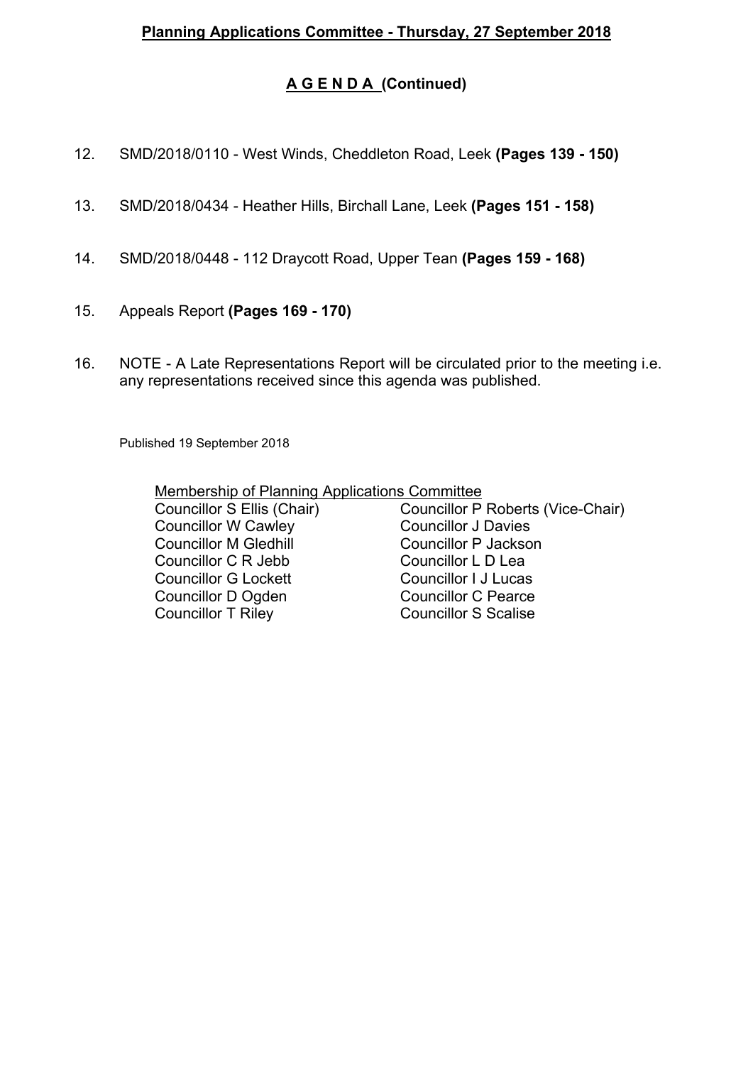**Planning Applications Committee - Thursday, 27 September 2018**

**A G E N D A (Continued)**

12. SMD/2018/0110 - West Winds, Cheddleton Road, Leek **(Pages 139 - 150)**

13. SMD/2018/0434 - Heather Hills, Birchall Lane, Leek **(Pages 151 - 158)**

14. SMD/2018/0448 - 112 Draycott Road, Upper Tean **(Pages 159 - 168)**

15. Appeals Report **(Pages 169 - 170)**

16. NOTE - A Late Representations Report will be circulated prior to the meeting i.e. any representations received since this agenda was published.

Published 19 September 2018

Membership of Planning Applications Committee

| | |
|---|---|
| Councillor S Ellis (Chair) | Councillor P Roberts (Vice-Chair) |
| Councillor W Cawley | Councillor J Davies |
| Councillor M Gledhill | Councillor P Jackson |
| Councillor C R Jebb | Councillor L D Lea |
| Councillor G Lockett | Councillor I J Lucas |
| Councillor D Ogden | Councillor C Pearce |
| Councillor T Riley | Councillor S Scalise |